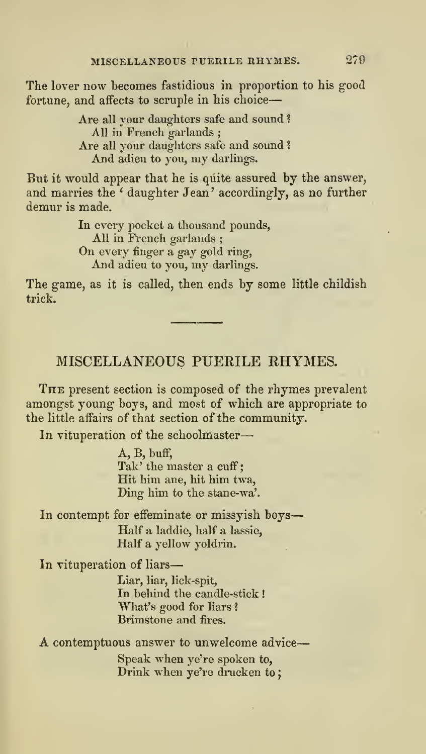The lover now becomes fastidious in proportion to his good fortune, and affects to scruple in his choice—

> Are all your daughters safe and sound ?
> All in French garlands ;
> Are all your daughters safe and sound ?
> And adieu to you, my darlings.

But it would appear that he is quite assured by the answer, and marries the 'daughter Jean' accordingly, as no further demur is made.

> In every pocket a thousand pounds,
> All in French garlands ;
> On every finger a gay gold ring,
> And adieu to you, my darlings.

The game, as it is called, then ends by some little childish trick.

---

## MISCELLANEOUS PUERILE RHYMES.

The present section is composed of the rhymes prevalent amongst young boys, and most of which are appropriate to the little affairs of that section of the community.

In vituperation of the schoolmaster—

> A, B, buff,
> Tak' the master a cuff ;
> Hit him ane, hit him twa,
> Ding him to the stane-wa'.

In contempt for effeminate or missyish boys—

> Half a laddie, half a lassie,
> Half a yellow yoldrin.

In vituperation of liars—

> Liar, liar, lick-spit,
> In behind the candle-stick !
> What's good for liars ?
> Brimstone and fires.

A contemptuous answer to unwelcome advice—

> Speak when ye're spoken to,
> Drink when ye're drucken to ;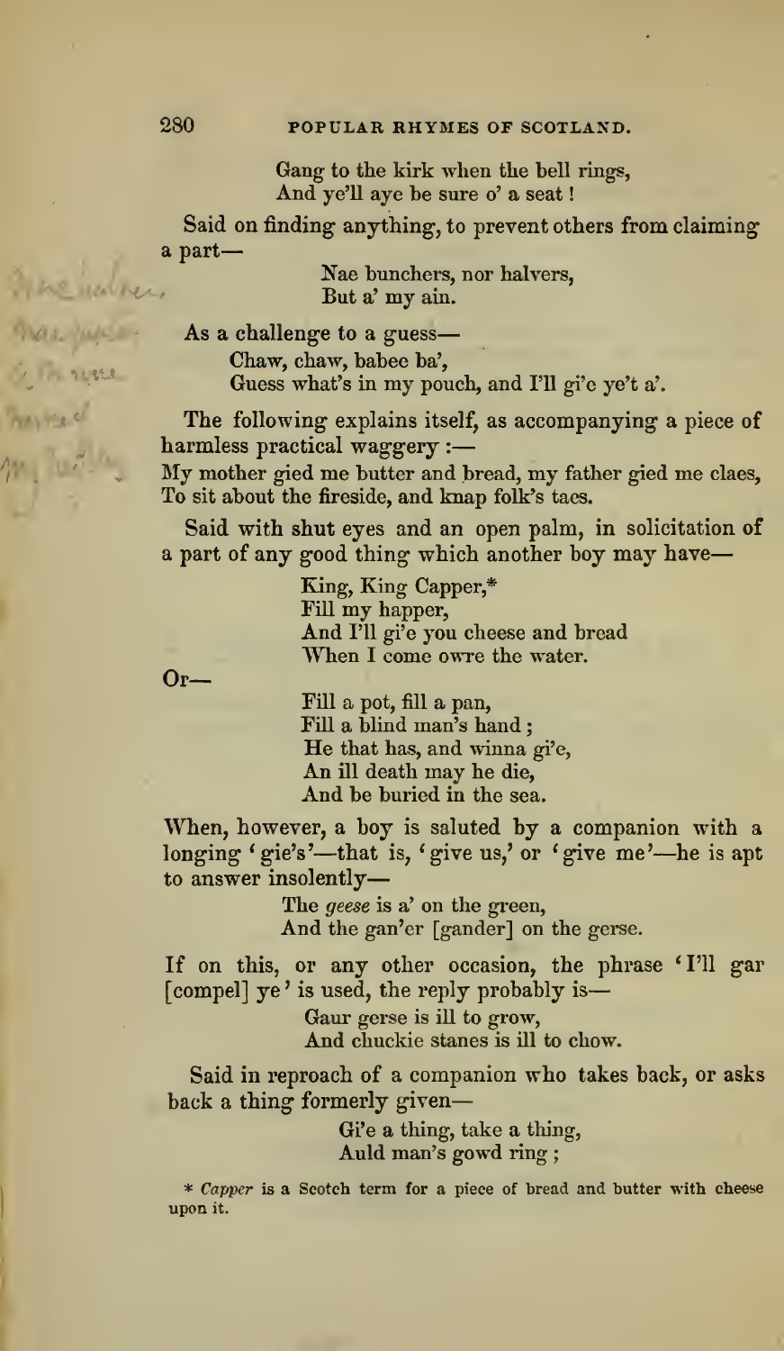Gang to the kirk when the bell rings,
And ye'll aye be sure o' a seat!

Said on finding anything, to prevent others from claiming a part—

Nae bunchers, nor halvers,
But a' my ain.

As a challenge to a guess—

Chaw, chaw, babee ba',
Guess what's in my pouch, and I'll gi'e ye't a'.

The following explains itself, as accompanying a piece of harmless practical waggery :—

My mother gied me butter and bread, my father gied me claes,
To sit about the fireside, and knap folk's taes.

Said with shut eyes and an open palm, in solicitation of a part of any good thing which another boy may have—

King, King Capper,*
Fill my happer,
And I'll gi'e you cheese and bread
When I come owre the water.

Or—

Fill a pot, fill a pan,
Fill a blind man's hand;
He that has, and winna gi'e,
An ill death may he die,
And be buried in the sea.

When, however, a boy is saluted by a companion with a longing 'gie's'—that is, 'give us,' or 'give me'—he is apt to answer insolently—

The *geese* is a' on the green,
And the gan'er [gander] on the gerse.

If on this, or any other occasion, the phrase 'I'll gar [compel] ye' is used, the reply probably is—

Gaur gerse is ill to grow,
And chuckie stanes is ill to chow.

Said in reproach of a companion who takes back, or asks back a thing formerly given—

Gi'e a thing, take a thing,
Auld man's gowd ring;

\* *Capper* is a Scotch term for a piece of bread and butter with cheese upon it.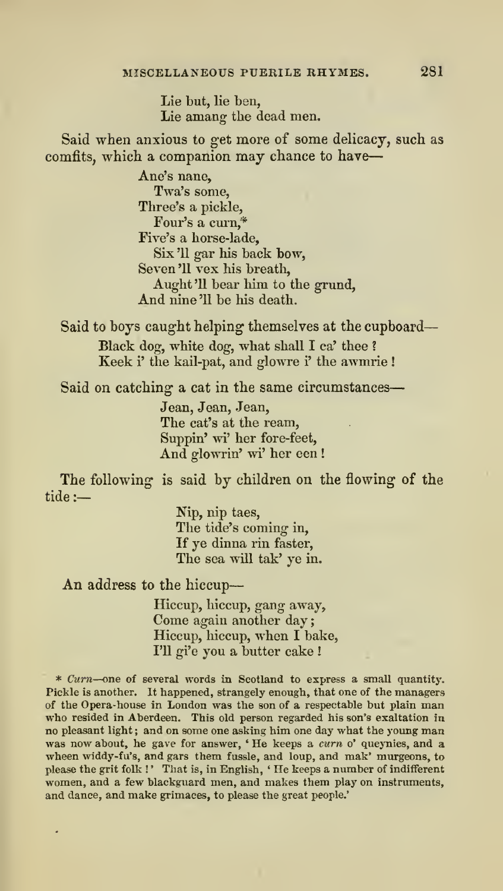Lie but, lie ben,
Lie amang the dead men.

Said when anxious to get more of some delicacy, such as comfits, which a companion may chance to have—

> Ane's nane,
> Twa's some,
> Three's a pickle,
> Four's a curn,*
> Five's a horse-lade,
> Six 'll gar his back bow,
> Seven 'll vex his breath,
> Aught 'll bear him to the grund,
> And nine 'll be his death.

Said to boys caught helping themselves at the cupboard—

> Black dog, white dog, what shall I ca' thee?
> Keek i' the kail-pat, and glowre i' the awmrie!

Said on catching a cat in the same circumstances—

> Jean, Jean, Jean,
> The cat's at the ream,
> Suppin' wi' her fore-feet,
> And glowrin' wi' her een!

The following is said by children on the flowing of the tide:—

> Nip, nip taes,
> The tide's coming in,
> If ye dinna rin faster,
> The sea will tak' ye in.

An address to the hiccup—

> Hiccup, hiccup, gang away,
> Come again another day;
> Hiccup, hiccup, when I bake,
> I'll gi'e you a butter cake!

\* *Curn*—one of several words in Scotland to express a small quantity. Pickle is another. It happened, strangely enough, that one of the managers of the Opera-house in London was the son of a respectable but plain man who resided in Aberdeen. This old person regarded his son's exaltation in no pleasant light; and on some one asking him one day what the young man was now about, he gave for answer, 'He keeps a *curn* o' queynies, and a wheen widdy-fu's, and gars them fussle, and loup, and mak' murgeons, to please the grit folk!' That is, in English, 'He keeps a number of indifferent women, and a few blackguard men, and makes them play on instruments, and dance, and make grimaces, to please the great people.'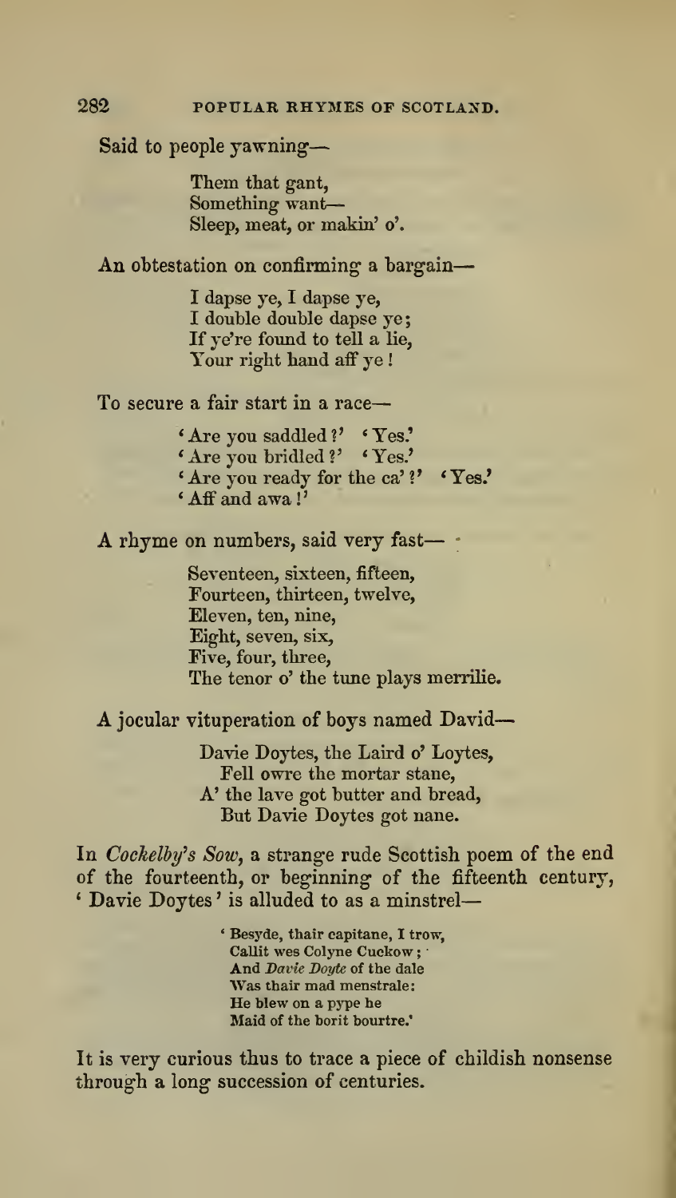Said to people yawning—

> Them that gant,
> Something want—
> Sleep, meat, or makin' o'.

An obtestation on confirming a bargain—

> I dapse ye, I dapse ye,
> I double double dapse ye;
> If ye're found to tell a lie,
> Your right hand aff ye!

To secure a fair start in a race—

> 'Are you saddled?' 'Yes.'
> 'Are you bridled?' 'Yes.'
> 'Are you ready for the ca'?' 'Yes.'
> 'Aff and awa!'

A rhyme on numbers, said very fast—

> Seventeen, sixteen, fifteen,
> Fourteen, thirteen, twelve,
> Eleven, ten, nine,
> Eight, seven, six,
> Five, four, three,
> The tenor o' the tune plays merrilie.

A jocular vituperation of boys named David—

> Davie Doytes, the Laird o' Loytes,
> Fell owre the mortar stane,
> A' the lave got butter and bread,
> But Davie Doytes got nane.

In *Cockelby's Sow*, a strange rude Scottish poem of the end of the fourteenth, or beginning of the fifteenth century, 'Davie Doytes' is alluded to as a minstrel—

> 'Besyde, thair capitane, I trow,
> Callit wes Colyne Cuckow;
> And *Davie Doyte* of the dale
> Was thair mad menstrale:
> He blew on a pype he
> Maid of the borit bourtre.'

It is very curious thus to trace a piece of childish nonsense through a long succession of centuries.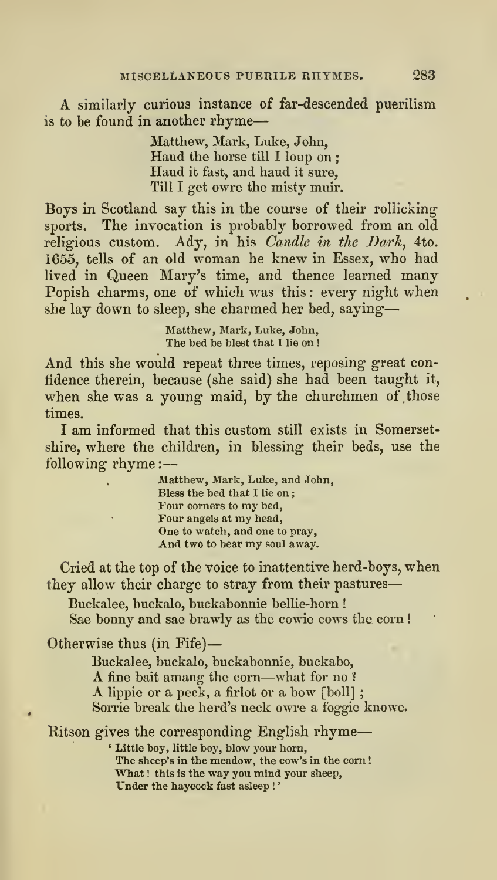A similarly curious instance of far-descended puerilism is to be found in another rhyme—

> Matthew, Mark, Luke, John,
> Haud the horse till I loup on;
> Haud it fast, and haud it sure,
> Till I get owre the misty muir.

Boys in Scotland say this in the course of their rollicking sports. The invocation is probably borrowed from an old religious custom. Ady, in his *Candle in the Dark*, 4to. 1655, tells of an old woman he knew in Essex, who had lived in Queen Mary's time, and thence learned many Popish charms, one of which was this: every night when she lay down to sleep, she charmed her bed, saying—

> Matthew, Mark, Luke, John,
> The bed be blest that I lie on!

And this she would repeat three times, reposing great confidence therein, because (she said) she had been taught it, when she was a young maid, by the churchmen of those times.

I am informed that this custom still exists in Somersetshire, where the children, in blessing their beds, use the following rhyme:—

> Matthew, Mark, Luke, and John,
> Bless the bed that I lie on;
> Four corners to my bed,
> Four angels at my head,
> One to watch, and one to pray,
> And two to bear my soul away.

Cried at the top of the voice to inattentive herd-boys, when they allow their charge to stray from their pastures—

> Buckalee, buckalo, buckabonnie bellie-horn!
> Sae bonny and sae brawly as the cowie cows the corn!

Otherwise thus (in Fife)—

> Buckalee, buckalo, buckabonnie, buckabo,
> A fine bait amang the corn—what for no?
> A lippie or a peck, a firlot or a bow [boll];
> Sorrie break the herd's neck owre a foggie knowe.

Ritson gives the corresponding English rhyme—

> 'Little boy, little boy, blow your horn,
> The sheep's in the meadow, the cow's in the corn!
> What! this is the way you mind your sheep,
> Under the haycock fast asleep!'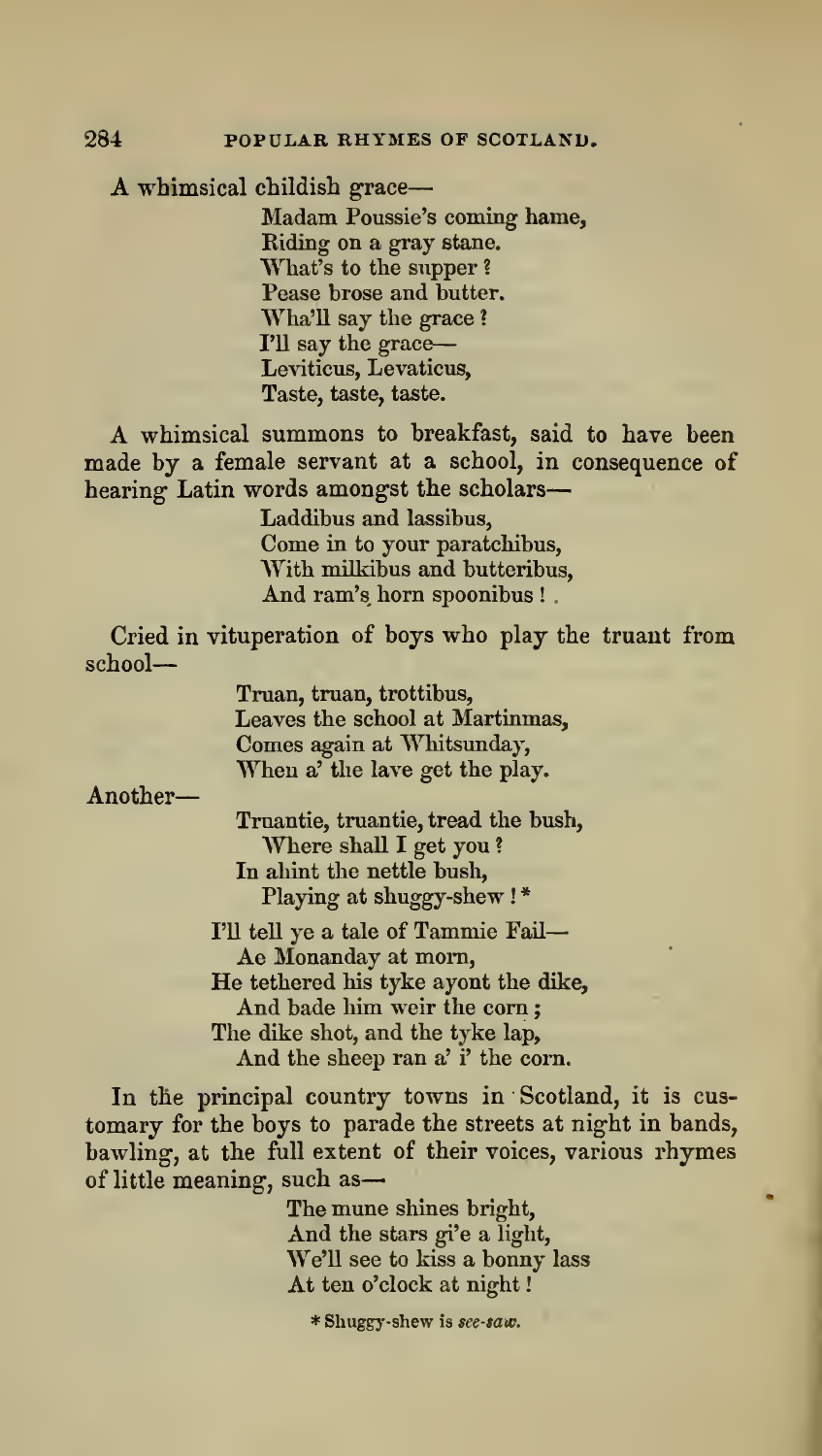A whimsical childish grace—

> Madam Poussie's coming hame,  
> Riding on a gray stane.  
> What's to the supper ?  
> Pease brose and butter.  
> Wha'll say the grace ?  
> I'll say the grace—  
> Leviticus, Levaticus,  
> Taste, taste, taste.

A whimsical summons to breakfast, said to have been made by a female servant at a school, in consequence of hearing Latin words amongst the scholars—

> Laddibus and lassibus,  
> Come in to your paratchibus,  
> With milkibus and butteribus,  
> And ram's horn spoonibus !

Cried in vituperation of boys who play the truant from school—

> Truan, truan, trottibus,  
> Leaves the school at Martinmas,  
> Comes again at Whitsunday,  
> When a' the lave get the play.

Another—

> Truantie, truantie, tread the bush,  
> Where shall I get you ?  
> In ahint the nettle bush,  
> Playing at shuggy-shew ! *

> I'll tell ye a tale of Tammie Fail—  
> Ae Monanday at morn,  
> He tethered his tyke ayont the dike,  
> And bade him weir the corn ;  
> The dike shot, and the tyke lap,  
> And the sheep ran a' i' the corn.

In the principal country towns in Scotland, it is customary for the boys to parade the streets at night in bands, bawling, at the full extent of their voices, various rhymes of little meaning, such as—

> The mune shines bright,  
> And the stars gi'e a light,  
> We'll see to kiss a bonny lass  
> At ten o'clock at night !

* Shuggy-shew is *see-saw*.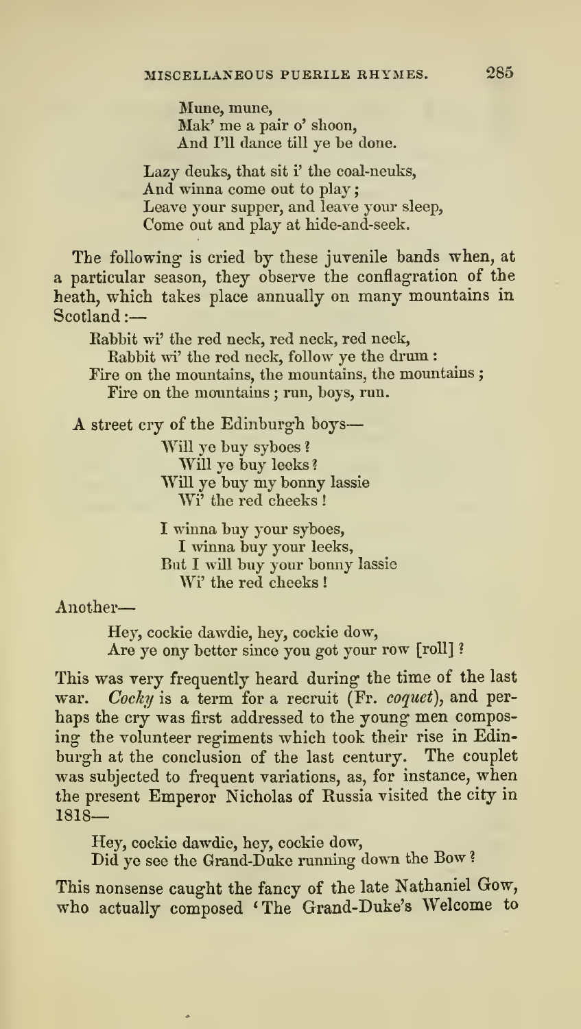Mune, mune,  
Mak' me a pair o' shoon,  
And I'll dance till ye be done.

Lazy deuks, that sit i' the coal-neuks,  
And winna come out to play;  
Leave your supper, and leave your sleep,  
Come out and play at hide-and-seek.

The following is cried by these juvenile bands when, at a particular season, they observe the conflagration of the heath, which takes place annually on many mountains in Scotland:—

Rabbit wi' the red neck, red neck, red neck,  
Rabbit wi' the red neck, follow ye the drum:  
Fire on the mountains, the mountains, the mountains;  
Fire on the mountains; run, boys, run.

A street cry of the Edinburgh boys—

Will ye buy syboes?  
Will ye buy leeks?  
Will ye buy my bonny lassie  
Wi' the red cheeks!

I winna buy your syboes,  
I winna buy your leeks,  
But I will buy your bonny lassie  
Wi' the red cheeks!

Another—

Hey, cockie dawdie, hey, cockie dow,  
Are ye ony better since you got your row [roll]?

This was very frequently heard during the time of the last war. *Cocky* is a term for a recruit (Fr. *coquet*), and perhaps the cry was first addressed to the young men composing the volunteer regiments which took their rise in Edinburgh at the conclusion of the last century. The couplet was subjected to frequent variations, as, for instance, when the present Emperor Nicholas of Russia visited the city in 1818—

Hey, cockie dawdie, hey, cockie dow,  
Did ye see the Grand-Duke running down the Bow?

This nonsense caught the fancy of the late Nathaniel Gow, who actually composed 'The Grand-Duke's Welcome to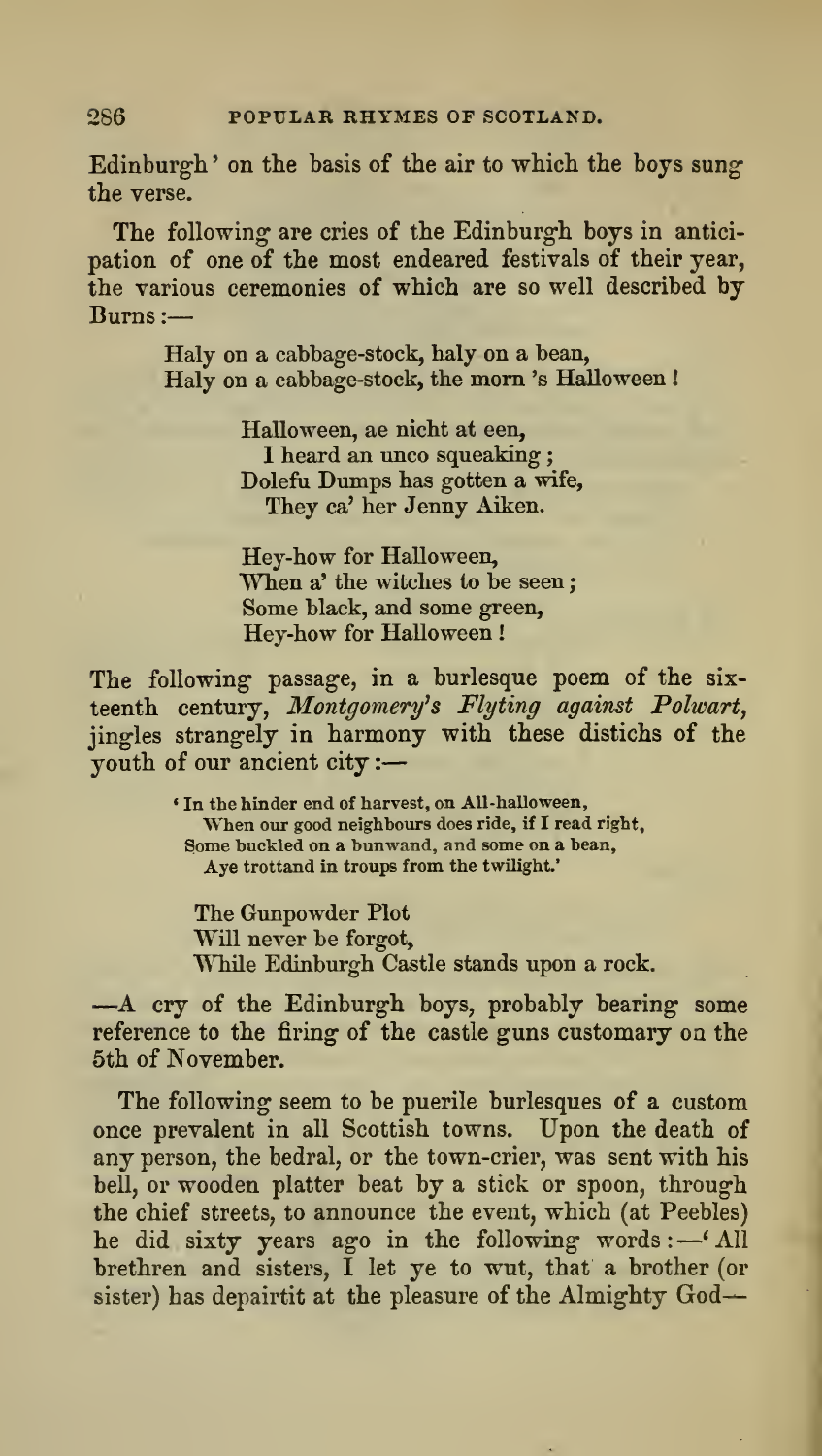Edinburgh' on the basis of the air to which the boys sung the verse.

The following are cries of the Edinburgh boys in anticipation of one of the most endeared festivals of their year, the various ceremonies of which are so well described by Burns:—

> Haly on a cabbage-stock, haly on a bean,
> Haly on a cabbage-stock, the morn 's Halloween!

> Halloween, ae nicht at een,
> I heard an unco squeaking;
> Dolefu Dumps has gotten a wife,
> They ca' her Jenny Aiken.

> Hey-how for Halloween,
> When a' the witches to be seen;
> Some black, and some green,
> Hey-how for Halloween!

The following passage, in a burlesque poem of the sixteenth century, *Montgomery's Flyting against Polwart*, jingles strangely in harmony with these distichs of the youth of our ancient city:—

> 'In the hinder end of harvest, on All-halloween,
> When our good neighbours does ride, if I read right,
> Some buckled on a bunwand, and some on a bean,
> Aye trottand in troups from the twilight.'

> The Gunpowder Plot
> Will never be forgot,
> While Edinburgh Castle stands upon a rock.

—A cry of the Edinburgh boys, probably bearing some reference to the firing of the castle guns customary on the 5th of November.

The following seem to be puerile burlesques of a custom once prevalent in all Scottish towns. Upon the death of any person, the bedral, or the town-crier, was sent with his bell, or wooden platter beat by a stick or spoon, through the chief streets, to announce the event, which (at Peebles) he did sixty years ago in the following words:—'All brethren and sisters, I let ye to wut, that a brother (or sister) has depairtit at the pleasure of the Almighty God—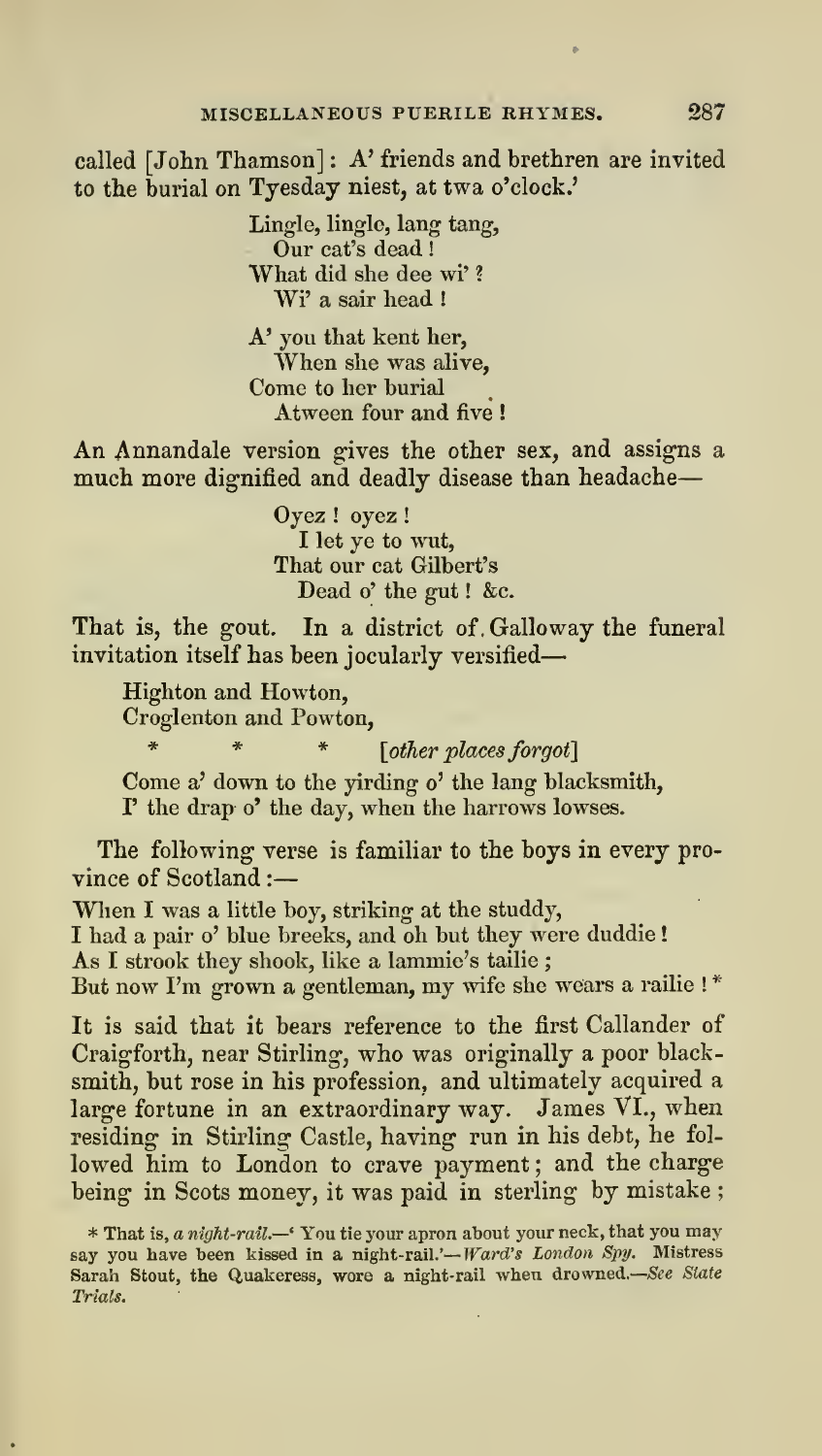called [John Thamson]: A' friends and brethren are invited to the burial on Tyesday niest, at twa o'clock.'

> Lingle, lingle, lang tang,
> Our cat's dead!
> What did she dee wi'?
> Wi' a sair head!
>
> A' you that kent her,
> When she was alive,
> Come to her burial
> Atween four and five!

An Annandale version gives the other sex, and assigns a much more dignified and deadly disease than headache—

> Oyez! oyez!
> I let ye to wut,
> That our cat Gilbert's
> Dead o' the gut! &c.

That is, the gout. In a district of Galloway the funeral invitation itself has been jocularly versified—

> Highton and Howton,
> Croglenton and Powton,
> \* \* \* [*other places forgot*]
> Come a' down to the yirding o' the lang blacksmith,
> I' the drap o' the day, when the harrows lowses.

The following verse is familiar to the boys in every province of Scotland:—

> When I was a little boy, striking at the studdy,
> I had a pair o' blue breeks, and oh but they were duddie!
> As I strook they shook, like a lammie's tailie;
> But now I'm grown a gentleman, my wife she wears a railie!*

It is said that it bears reference to the first Callander of Craigforth, near Stirling, who was originally a poor blacksmith, but rose in his profession, and ultimately acquired a large fortune in an extraordinary way. James VI., when residing in Stirling Castle, having run in his debt, he followed him to London to crave payment; and the charge being in Scots money, it was paid in sterling by mistake;

\* That is, *a night-rail*.—'You tie your apron about your neck, that you may say you have been kissed in a night-rail.'—*Ward's London Spy*. Mistress Sarah Stout, the Quakeress, wore a night-rail when drowned.—*See State Trials.*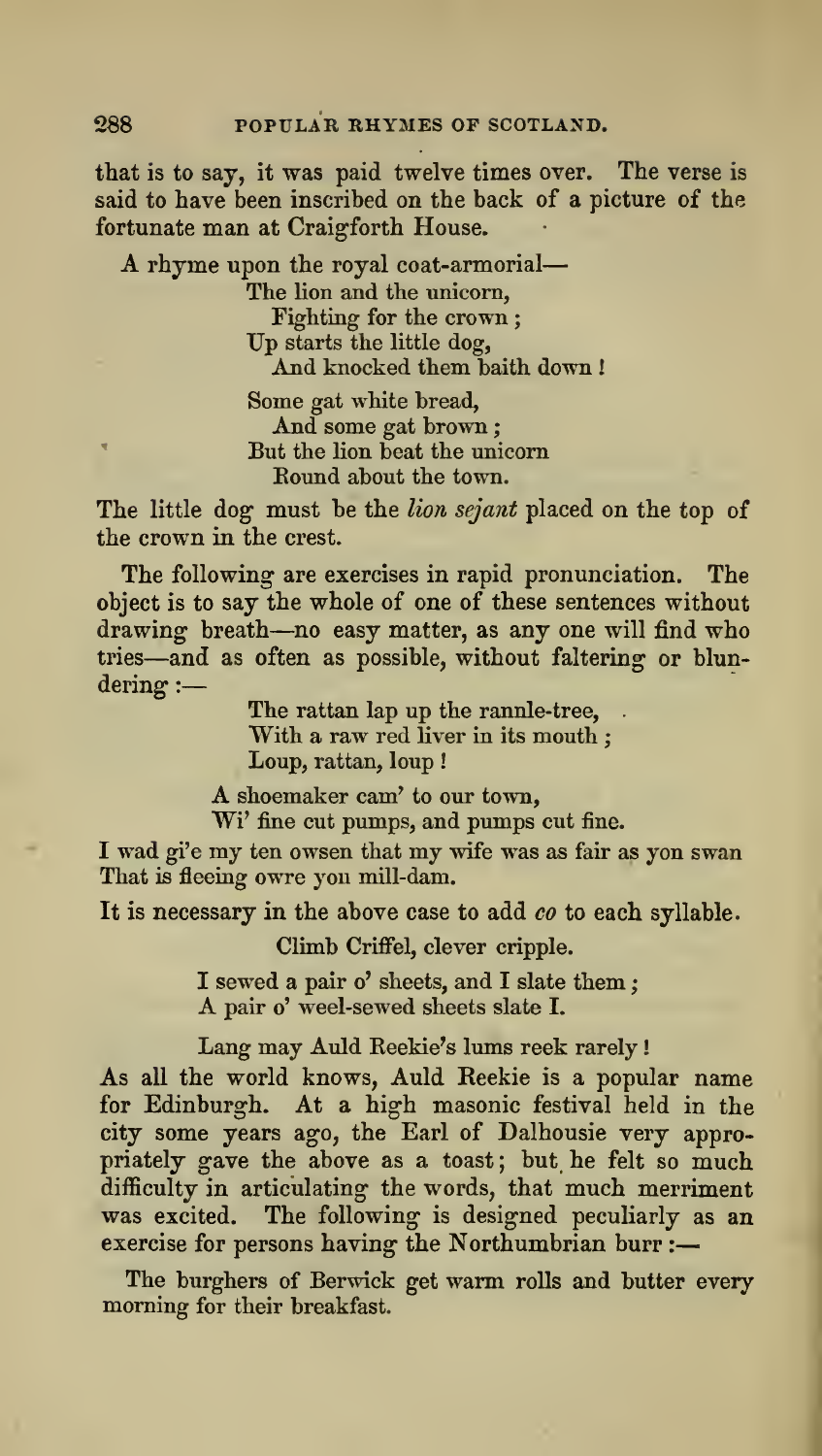that is to say, it was paid twelve times over. The verse is said to have been inscribed on the back of a picture of the fortunate man at Craigforth House.

A rhyme upon the royal coat-armorial—

> The lion and the unicorn,
> Fighting for the crown;
> Up starts the little dog,
> And knocked them baith down!
>
> Some gat white bread,
> And some gat brown;
> But the lion beat the unicorn
> Round about the town.

The little dog must be the *lion sejant* placed on the top of the crown in the crest.

The following are exercises in rapid pronunciation. The object is to say the whole of one of these sentences without drawing breath—no easy matter, as any one will find who tries—and as often as possible, without faltering or blundering:—

> The rattan lap up the rannle-tree,
> With a raw red liver in its mouth;
> Loup, rattan, loup!

> A shoemaker cam' to our town,
> Wi' fine cut pumps, and pumps cut fine.

I wad gi'e my ten owsen that my wife was as fair as yon swan
That is fleeing owre yon mill-dam.

It is necessary in the above case to add *co* to each syllable.

> Climb Criffel, clever cripple.

> I sewed a pair o' sheets, and I slate them;
> A pair o' weel-sewed sheets slate I.

> Lang may Auld Reekie's lums reek rarely!

As all the world knows, Auld Reekie is a popular name for Edinburgh. At a high masonic festival held in the city some years ago, the Earl of Dalhousie very appropriately gave the above as a toast; but he felt so much difficulty in articulating the words, that much merriment was excited. The following is designed peculiarly as an exercise for persons having the Northumbrian burr:—

> The burghers of Berwick get warm rolls and butter every morning for their breakfast.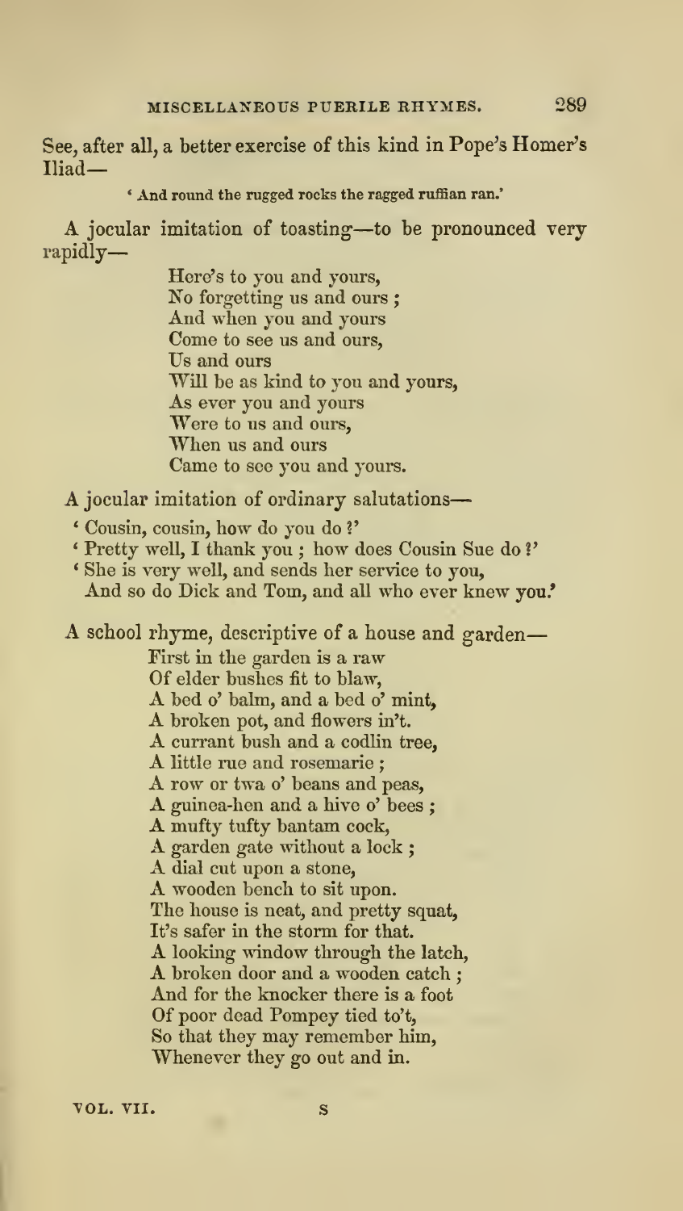See, after all, a better exercise of this kind in Pope's Homer's Iliad—

> 'And round the rugged rocks the ragged ruffian ran.'

A jocular imitation of toasting—to be pronounced very rapidly—

> Here's to you and yours,
> No forgetting us and ours;
> And when you and yours
> Come to see us and ours,
> Us and ours
> Will be as kind to you and yours,
> As ever you and yours
> Were to us and ours,
> When us and ours
> Came to see you and yours.

A jocular imitation of ordinary salutations—

> 'Cousin, cousin, how do you do?'
> 'Pretty well, I thank you; how does Cousin Sue do?'
> 'She is very well, and sends her service to you,
> And so do Dick and Tom, and all who ever knew you.'

A school rhyme, descriptive of a house and garden—

> First in the garden is a raw
> Of elder bushes fit to blaw,
> A bed o' balm, and a bed o' mint,
> A broken pot, and flowers in't.
> A currant bush and a codlin tree,
> A little rue and rosemarie;
> A row or twa o' beans and peas,
> A guinea-hen and a hive o' bees;
> A mufty tufty bantam cock,
> A garden gate without a lock;
> A dial cut upon a stone,
> A wooden bench to sit upon.
> The house is neat, and pretty squat,
> It's safer in the storm for that.
> A looking window through the latch,
> A broken door and a wooden catch;
> And for the knocker there is a foot
> Of poor dead Pompey tied to't,
> So that they may remember him,
> Whenever they go out and in.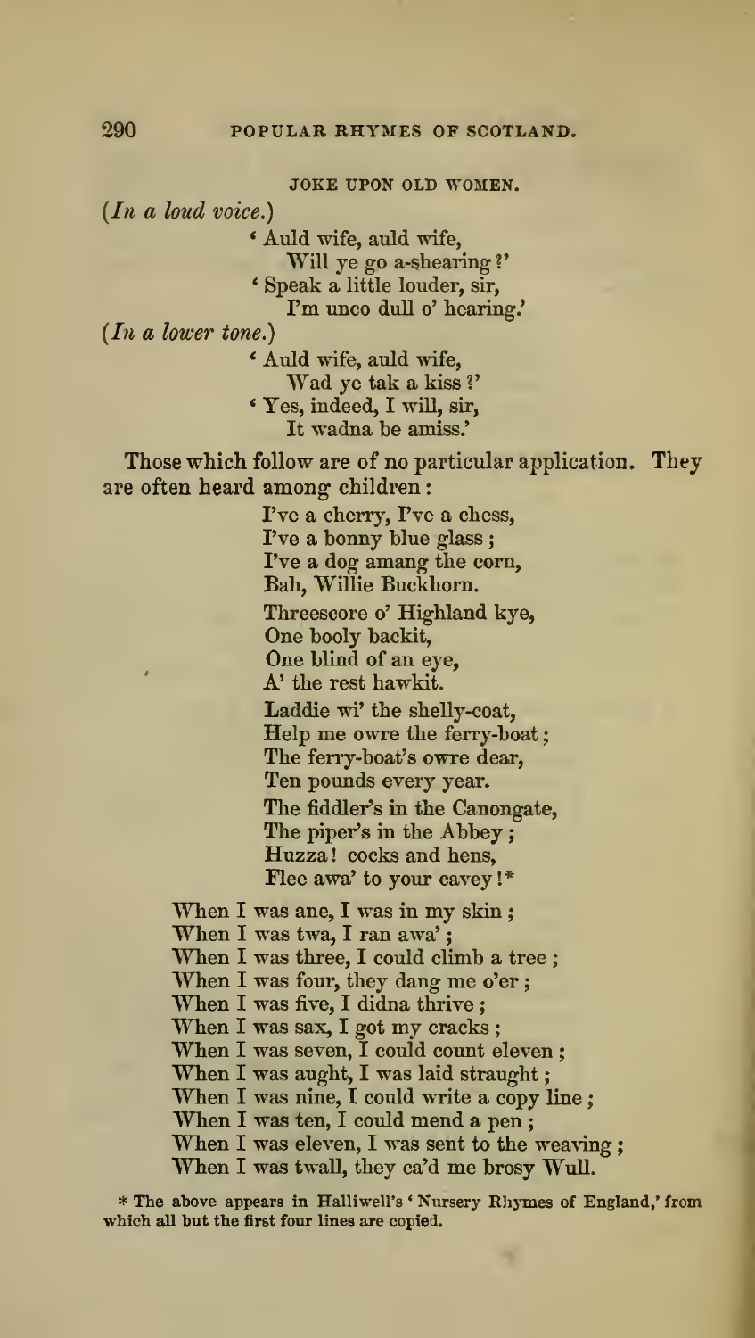### JOKE UPON OLD WOMEN.

(*In a loud voice.*)

'Auld wife, auld wife,  
Will ye go a-shearing ?'  
'Speak a little louder, sir,  
I'm unco dull o' hearing.'

(*In a lower tone.*)

'Auld wife, auld wife,  
Wad ye tak a kiss ?'  
'Yes, indeed, I will, sir,  
It wadna be amiss.'

Those which follow are of no particular application. They are often heard among children:

I've a cherry, I've a chess,  
I've a bonny blue glass ;  
I've a dog amang the corn,  
Bah, Willie Buckhorn.

Threescore o' Highland kye,  
One booly backit,  
One blind of an eye,  
A' the rest hawkit.

Laddie wi' the shelly-coat,  
Help me owre the ferry-boat ;  
The ferry-boat's owre dear,  
Ten pounds every year.

The fiddler's in the Canongate,  
The piper's in the Abbey ;  
Huzza ! cocks and hens,  
Flee awa' to your cavey !*

When I was ane, I was in my skin ;  
When I was twa, I ran awa' ;  
When I was three, I could climb a tree ;  
When I was four, they dang me o'er ;  
When I was five, I didna thrive ;  
When I was sax, I got my cracks ;  
When I was seven, I could count eleven ;  
When I was aught, I was laid straught ;  
When I was nine, I could write a copy line ;  
When I was ten, I could mend a pen ;  
When I was eleven, I was sent to the weaving ;  
When I was twall, they ca'd me brosy Wull.

\* The above appears in Halliwell's 'Nursery Rhymes of England,' from which all but the first four lines are copied.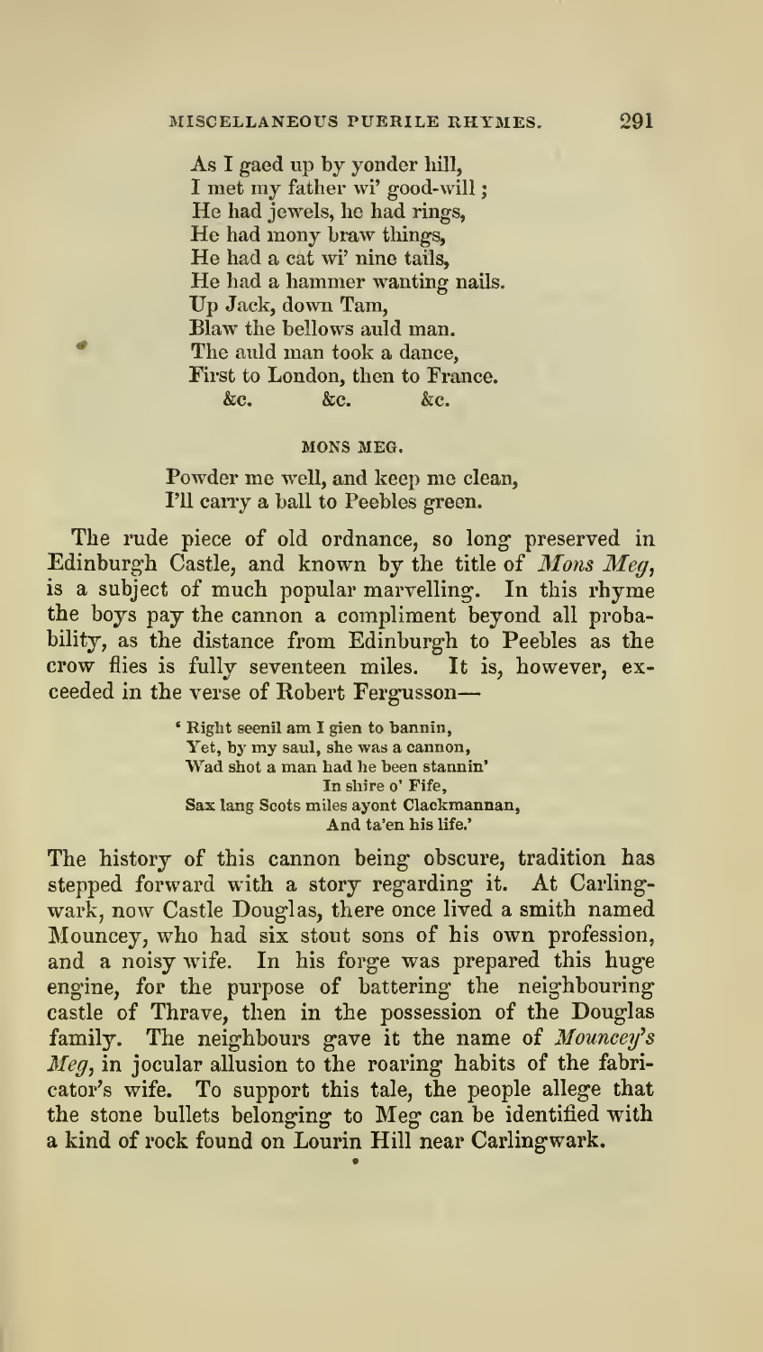As I gaed up by yonder hill,
I met my father wi' good-will;
He had jewels, he had rings,
He had mony braw things,
He had a cat wi' nine tails,
He had a hammer wanting nails.
Up Jack, down Tam,
Blaw the bellows auld man.
The auld man took a dance,
First to London, then to France.
&c. &c. &c.

## MONS MEG.

Powder me well, and keep me clean,
I'll carry a ball to Peebles green.

The rude piece of old ordnance, so long preserved in Edinburgh Castle, and known by the title of *Mons Meg*, is a subject of much popular marvelling. In this rhyme the boys pay the cannon a compliment beyond all probability, as the distance from Edinburgh to Peebles as the crow flies is fully seventeen miles. It is, however, exceeded in the verse of Robert Fergusson—

> 'Right seenil am I gien to bannin,
> Yet, by my saul, she was a cannon,
> Wad shot a man had he been stannin'
> In shire o' Fife,
> Sax lang Scots miles ayont Clackmannan,
> And ta'en his life.'

The history of this cannon being obscure, tradition has stepped forward with a story regarding it. At Carlingwark, now Castle Douglas, there once lived a smith named Mouncey, who had six stout sons of his own profession, and a noisy wife. In his forge was prepared this huge engine, for the purpose of battering the neighbouring castle of Thrave, then in the possession of the Douglas family. The neighbours gave it the name of *Mouncey's Meg*, in jocular allusion to the roaring habits of the fabricator's wife. To support this tale, the people allege that the stone bullets belonging to Meg can be identified with a kind of rock found on Lourin Hill near Carlingwark.